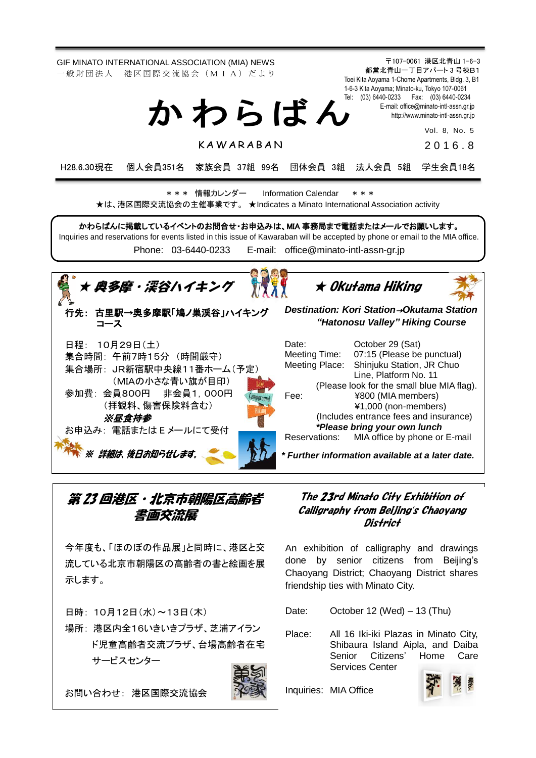GIF MINATO INTERNATIONAL ASSOCIATION (MIA) NEWS
一般財団法人　港区国際交流協会（ＭＩＡ）だより

〒107-0061 港区北青山 1-6-3
都営北青山一丁目アパート３号棟B1
Toei Kita Aoyama 1-Chome Apartments, Bldg. 3, B1
1-6-3 Kita Aoyama; Minato-ku, Tokyo 107-0061
Tel: (03) 6440-0233 Fax: (03) 6440-0234
E-mail: office@minato-intl-assn.gr.jp
http://www.minato-intl-assn.gr.jp

# かわらばん

KAWARABAN

Vol. 8, No. 5
２０１６.８

H28.6.30現在　個人会員351名　家族会員 37組 99名　団体会員 3組　法人会員 5組　学生会員18名

＊＊＊ 情報カレンダー　Information Calendar ＊＊＊

★は、港区国際交流協会の主催事業です。 ★Indicates a Minato International Association activity

**かわらばんに掲載しているイベントのお問合せ・お申込みは、MIA 事務局まで電話またはメールでお願いします。**
Inquiries and reservations for events listed in this issue of Kawaraban will be accepted by phone or email to the MIA office.
Phone: 03-6440-0233　E-mail: office@minato-intl-assn-gr.jp

## ★ 奥多摩・深谷ハイキング

**行先：古里駅→奥多摩駅「鳩ノ巣渓谷」ハイキングコース**

日程：10月29日(土)
集合時間：午前7時15分 （時間厳守）
集合場所：JR新宿駅中央線11番ホーム(予定)
（MIAの小さな青い旗が目印）
参加費：会員800円　非会員1，000円
（拝観料、傷害保険料含む）
***※昼食持参***
お申込み：電話またはＥメールにて受付

***※ 詳細は、後日お知らせします。***

## ★ Okutama Hiking

***Destination: Kori Station→Okutama Station "Hatonosu Valley" Hiking Course***

Date: October 29 (Sat)
Meeting Time: 07:15 (Please be punctual)
Meeting Place: Shinjuku Station, JR Chuo Line, Platform No. 11
(Please look for the small blue MIA flag).
Fee: ¥800 (MIA members)
¥1,000 (non-members)
(Includes entrance fees and insurance)
***\*Please bring your own lunch***
Reservations: MIA office by phone or E-mail

***\* Further information available at a later date.***

## 第 23 回港区・北京市朝陽区高齢者書画交流展

今年度も、「ほのぼの作品展」と同時に、港区と交流している北京市朝陽区の高齢者の書と絵画を展示します。

日時：10月12日(水)～13日(木)
場所：港区内全16いきいきプラザ、芝浦アイランド児童高齢者交流プラザ、台場高齢者在宅サービスセンター

お問い合わせ：港区国際交流協会

## The 23rd Minato City Exhibition of Calligraphy from Beijing's Chaoyang District

An exhibition of calligraphy and drawings done by senior citizens from Beijing's Chaoyang District; Chaoyang District shares friendship ties with Minato City.

Date: October 12 (Wed) – 13 (Thu)

Place: All 16 Iki-iki Plazas in Minato City, Shibaura Island Aipla, and Daiba Senior Citizens' Home Care Services Center

Inquiries: MIA Office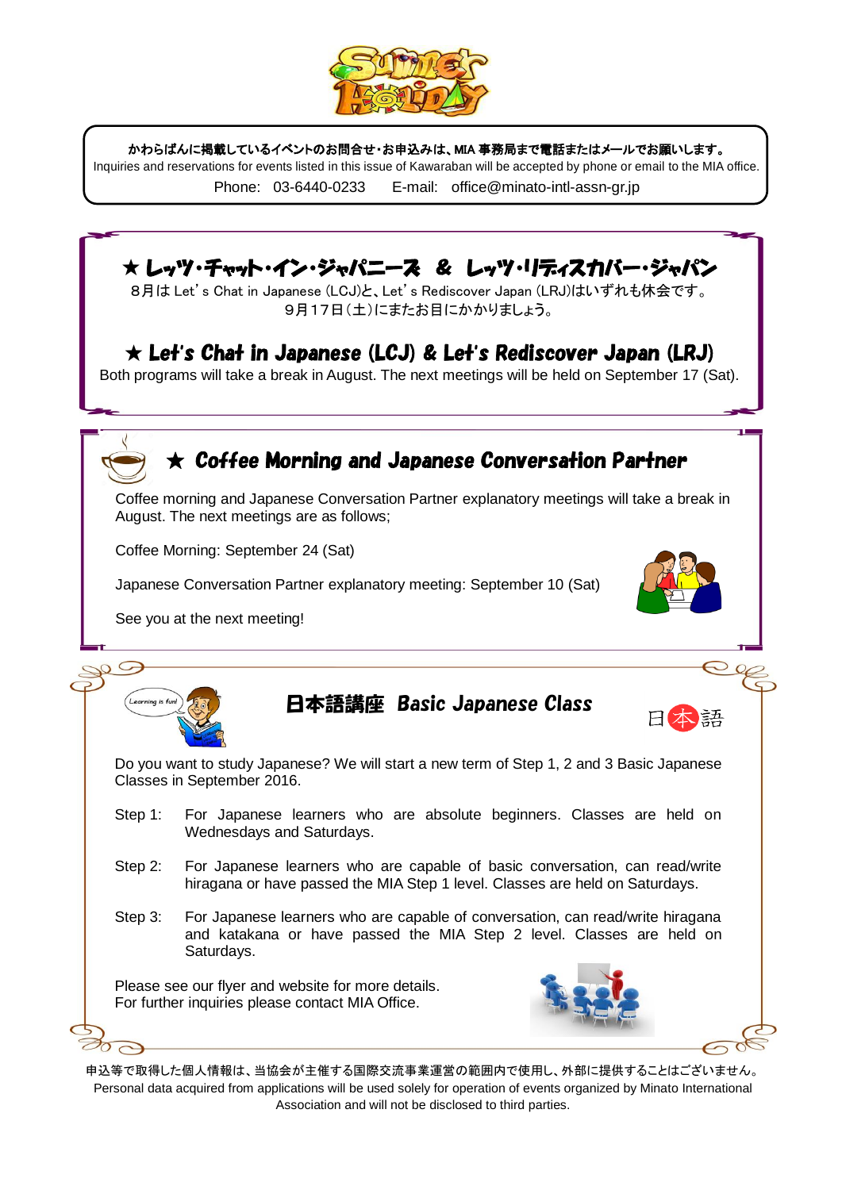かわらばんに掲載しているイベントのお問合せ・お申込みは、MIA 事務局まで電話またはメールでお願いします。
Inquiries and reservations for events listed in this issue of Kawaraban will be accepted by phone or email to the MIA office.
Phone: 03-6440-0233　E-mail: office@minato-intl-assn-gr.jp

## ★ レッツ・チャット・イン・ジャパニーズ ＆ レッツ・リディスカバー・ジャパン

８月は Let's Chat in Japanese (LCJ)と、Let's Rediscover Japan (LRJ)はいずれも休会です。
９月１７日（土）にまたお目にかかりましょう。

## ★ Let's Chat in Japanese (LCJ) & Let's Rediscover Japan (LRJ)

Both programs will take a break in August. The next meetings will be held on September 17 (Sat).

## ★ Coffee Morning and Japanese Conversation Partner

Coffee morning and Japanese Conversation Partner explanatory meetings will take a break in August. The next meetings are as follows;

Coffee Morning: September 24 (Sat)

Japanese Conversation Partner explanatory meeting: September 10 (Sat)

See you at the next meeting!

## 日本語講座 Basic Japanese Class

Do you want to study Japanese? We will start a new term of Step 1, 2 and 3 Basic Japanese Classes in September 2016.

Step 1: For Japanese learners who are absolute beginners. Classes are held on Wednesdays and Saturdays.

Step 2: For Japanese learners who are capable of basic conversation, can read/write hiragana or have passed the MIA Step 1 level. Classes are held on Saturdays.

Step 3: For Japanese learners who are capable of conversation, can read/write hiragana and katakana or have passed the MIA Step 2 level. Classes are held on Saturdays.

Please see our flyer and website for more details.
For further inquiries please contact MIA Office.

申込等で取得した個人情報は、当協会が主催する国際交流事業運営の範囲内で使用し、外部に提供することはございません。
Personal data acquired from applications will be used solely for operation of events organized by Minato International Association and will not be disclosed to third parties.